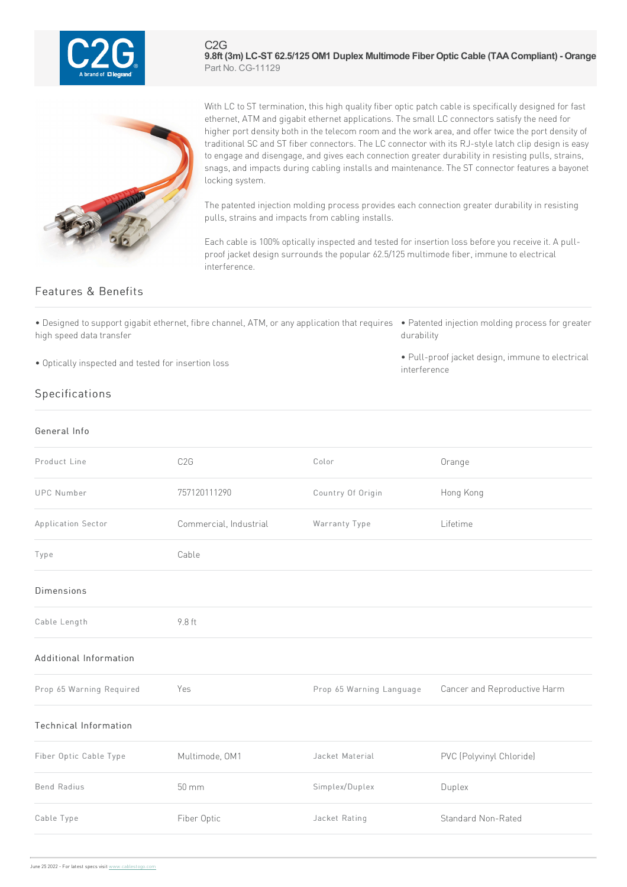C2G

# 9.8ft (3m) LC-ST 62.5/125 OM1 Duplex Multimode Fiber Optic Cable (TAA Compliant) - Orange

Part No. CG-11129

With LC to ST termination, this high quality fiber optic patch cable is specifically designed for fast ethernet, ATM and gigabit ethernet applications. The small LC connectors satisfy the need for higher port density both in the telecom room and the work area, and offer twice the port density of traditional SC and ST fiber connectors. The LC connector with its RJ-style latch clip design is easy to engage and disengage, and gives each connection greater durability in resisting pulls, strains, snags, and impacts during cabling installs and maintenance. The ST connector features a bayonet locking system.

The patented injection molding process provides each connection greater durability in resisting pulls, strains and impacts from cabling installs.

Each cable is 100% optically inspected and tested for insertion loss before you receive it. A pull-proof jacket design surrounds the popular 62.5/125 multimode fiber, immune to electrical interference.

## Features & Benefits

- Designed to support gigabit ethernet, fibre channel, ATM, or any application that requires high speed data transfer
- Optically inspected and tested for insertion loss
- Patented injection molding process for greater durability
- Pull-proof jacket design, immune to electrical interference

## Specifications

### General Info

| | | | |
|---|---|---|---|
| Product Line | C2G | Color | Orange |
| UPC Number | 757120111290 | Country Of Origin | Hong Kong |
| Application Sector | Commercial, Industrial | Warranty Type | Lifetime |
| Type | Cable | | |

### Dimensions

| | |
|---|---|
| Cable Length | 9.8 ft |

### Additional Information

| | | | |
|---|---|---|---|
| Prop 65 Warning Required | Yes | Prop 65 Warning Language | Cancer and Reproductive Harm |

### Technical Information

| | | | |
|---|---|---|---|
| Fiber Optic Cable Type | Multimode, OM1 | Jacket Material | PVC (Polyvinyl Chloride) |
| Bend Radius | 50 mm | Simplex/Duplex | Duplex |
| Cable Type | Fiber Optic | Jacket Rating | Standard Non-Rated |

June 25 2022 - For latest specs visit www.cablestogo.com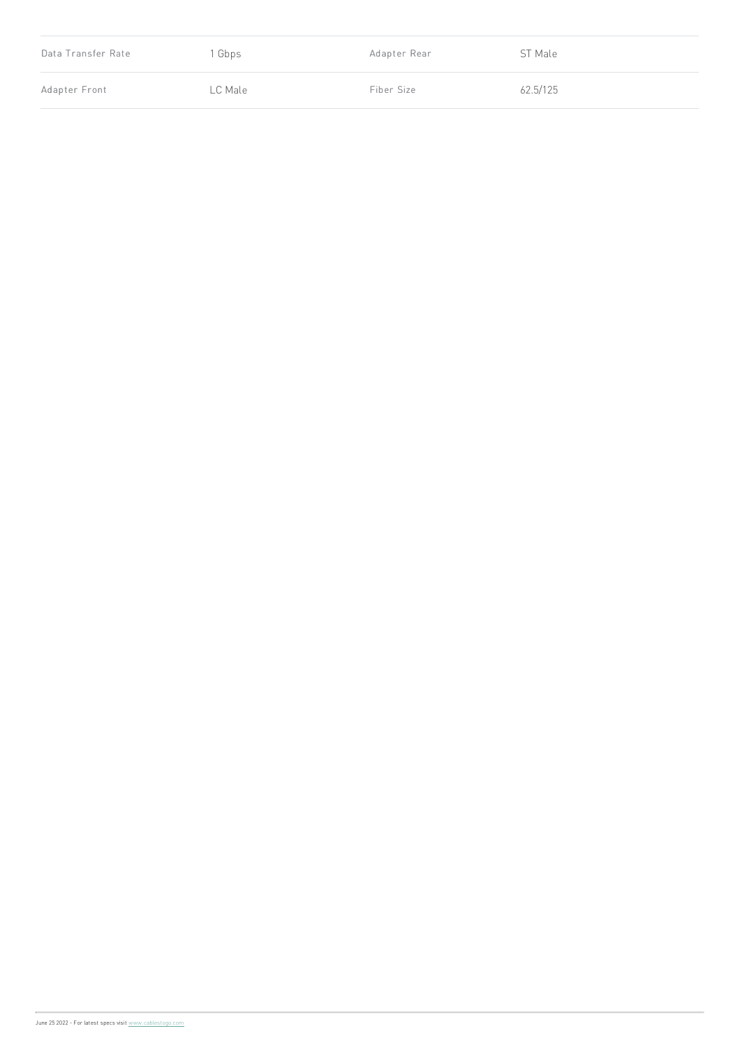| | | | |
|---|---|---|---|
| Data Transfer Rate | 1 Gbps | Adapter Rear | ST Male |
| Adapter Front | LC Male | Fiber Size | 62.5/125 |